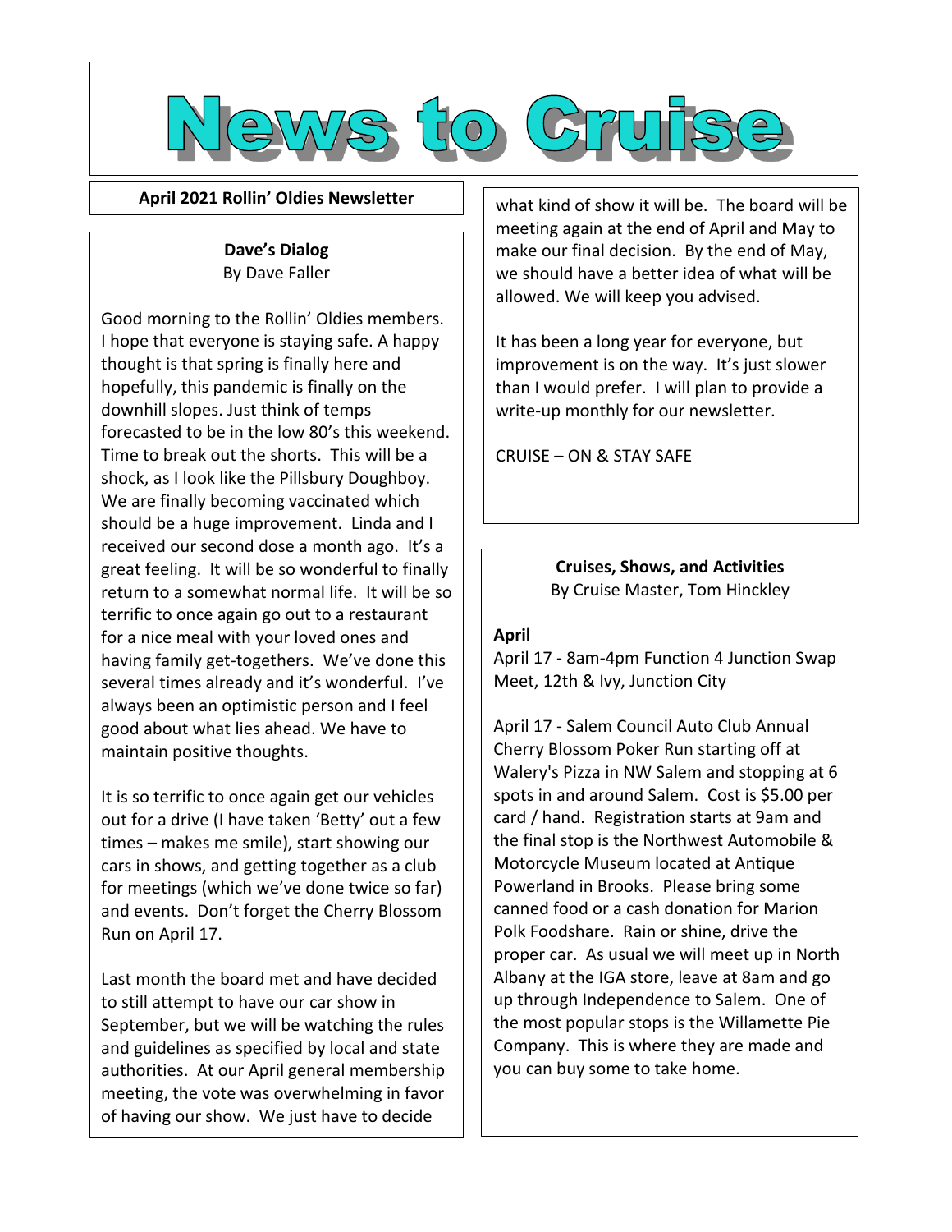# News to Cruise

**April 2021 Rollin' Oldies Newsletter**

## Dave's Dialog

By Dave Faller

Good morning to the Rollin' Oldies members. I hope that everyone is staying safe. A happy thought is that spring is finally here and hopefully, this pandemic is finally on the downhill slopes. Just think of temps forecasted to be in the low 80's this weekend. Time to break out the shorts. This will be a shock, as I look like the Pillsbury Doughboy. We are finally becoming vaccinated which should be a huge improvement. Linda and I received our second dose a month ago. It's a great feeling. It will be so wonderful to finally return to a somewhat normal life. It will be so terrific to once again go out to a restaurant for a nice meal with your loved ones and having family get-togethers. We've done this several times already and it's wonderful. I've always been an optimistic person and I feel good about what lies ahead. We have to maintain positive thoughts.

It is so terrific to once again get our vehicles out for a drive (I have taken 'Betty' out a few times – makes me smile), start showing our cars in shows, and getting together as a club for meetings (which we've done twice so far) and events. Don't forget the Cherry Blossom Run on April 17.

Last month the board met and have decided to still attempt to have our car show in September, but we will be watching the rules and guidelines as specified by local and state authorities. At our April general membership meeting, the vote was overwhelming in favor of having our show. We just have to decide what kind of show it will be. The board will be meeting again at the end of April and May to make our final decision. By the end of May, we should have a better idea of what will be allowed. We will keep you advised.

It has been a long year for everyone, but improvement is on the way. It's just slower than I would prefer. I will plan to provide a write-up monthly for our newsletter.

CRUISE – ON & STAY SAFE

## Cruises, Shows, and Activities

By Cruise Master, Tom Hinckley

**April**

April 17 - 8am-4pm Function 4 Junction Swap Meet, 12th & Ivy, Junction City

April 17 - Salem Council Auto Club Annual Cherry Blossom Poker Run starting off at Walery's Pizza in NW Salem and stopping at 6 spots in and around Salem. Cost is $5.00 per card / hand. Registration starts at 9am and the final stop is the Northwest Automobile & Motorcycle Museum located at Antique Powerland in Brooks. Please bring some canned food or a cash donation for Marion Polk Foodshare. Rain or shine, drive the proper car. As usual we will meet up in North Albany at the IGA store, leave at 8am and go up through Independence to Salem. One of the most popular stops is the Willamette Pie Company. This is where they are made and you can buy some to take home.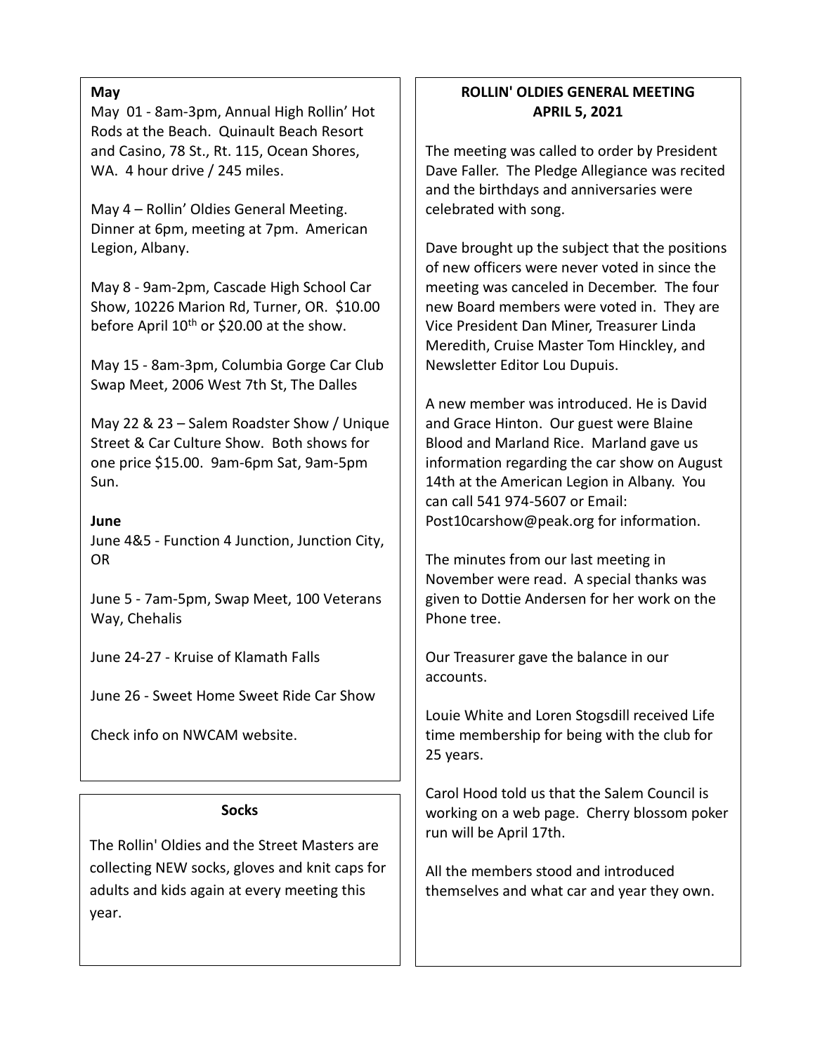**May**

May 01 - 8am-3pm, Annual High Rollin' Hot Rods at the Beach. Quinault Beach Resort and Casino, 78 St., Rt. 115, Ocean Shores, WA. 4 hour drive / 245 miles.

May 4 – Rollin' Oldies General Meeting. Dinner at 6pm, meeting at 7pm. American Legion, Albany.

May 8 - 9am-2pm, Cascade High School Car Show, 10226 Marion Rd, Turner, OR. $10.00 before April 10th or $20.00 at the show.

May 15 - 8am-3pm, Columbia Gorge Car Club Swap Meet, 2006 West 7th St, The Dalles

May 22 & 23 – Salem Roadster Show / Unique Street & Car Culture Show. Both shows for one price $15.00. 9am-6pm Sat, 9am-5pm Sun.

**June**

June 4&5 - Function 4 Junction, Junction City, OR

June 5 - 7am-5pm, Swap Meet, 100 Veterans Way, Chehalis

June 24-27 - Kruise of Klamath Falls

June 26 - Sweet Home Sweet Ride Car Show

Check info on NWCAM website.

**Socks**

The Rollin' Oldies and the Street Masters are collecting NEW socks, gloves and knit caps for adults and kids again at every meeting this year.

**ROLLIN' OLDIES GENERAL MEETING**
**APRIL 5, 2021**

The meeting was called to order by President Dave Faller. The Pledge Allegiance was recited and the birthdays and anniversaries were celebrated with song.

Dave brought up the subject that the positions of new officers were never voted in since the meeting was canceled in December. The four new Board members were voted in. They are Vice President Dan Miner, Treasurer Linda Meredith, Cruise Master Tom Hinckley, and Newsletter Editor Lou Dupuis.

A new member was introduced. He is David and Grace Hinton. Our guest were Blaine Blood and Marland Rice. Marland gave us information regarding the car show on August 14th at the American Legion in Albany. You can call 541 974-5607 or Email: Post10carshow@peak.org for information.

The minutes from our last meeting in November were read. A special thanks was given to Dottie Andersen for her work on the Phone tree.

Our Treasurer gave the balance in our accounts.

Louie White and Loren Stogsdill received Life time membership for being with the club for 25 years.

Carol Hood told us that the Salem Council is working on a web page. Cherry blossom poker run will be April 17th.

All the members stood and introduced themselves and what car and year they own.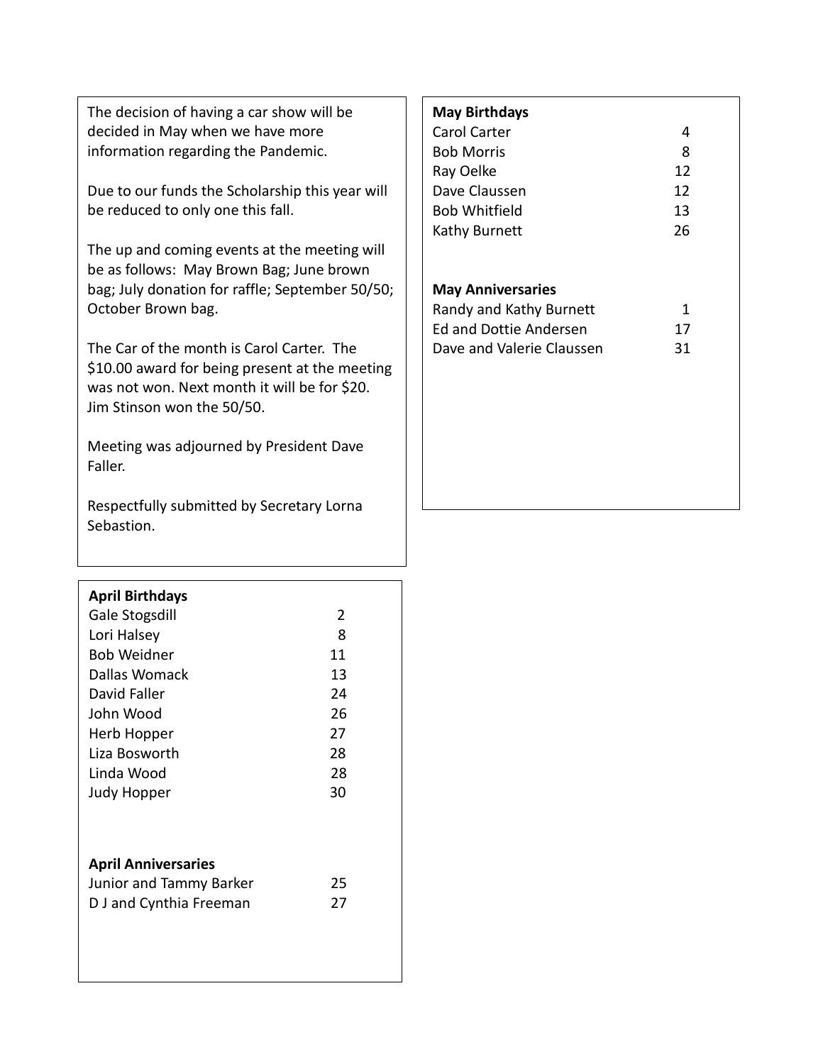The decision of having a car show will be decided in May when we have more information regarding the Pandemic.

Due to our funds the Scholarship this year will be reduced to only one this fall.

The up and coming events at the meeting will be as follows: May Brown Bag; June brown bag; July donation for raffle; September 50/50; October Brown bag.

The Car of the month is Carol Carter. The $10.00 award for being present at the meeting was not won. Next month it will be for $20. Jim Stinson won the 50/50.

Meeting was adjourned by President Dave Faller.

Respectfully submitted by Secretary Lorna Sebastion.

**April Birthdays**

| Name | Day |
|---|---|
| Gale Stogsdill | 2 |
| Lori Halsey | 8 |
| Bob Weidner | 11 |
| Dallas Womack | 13 |
| David Faller | 24 |
| John Wood | 26 |
| Herb Hopper | 27 |
| Liza Bosworth | 28 |
| Linda Wood | 28 |
| Judy Hopper | 30 |

**April Anniversaries**

| Name | Day |
|---|---|
| Junior and Tammy Barker | 25 |
| D J and Cynthia Freeman | 27 |

**May Birthdays**

| Name | Day |
|---|---|
| Carol Carter | 4 |
| Bob Morris | 8 |
| Ray Oelke | 12 |
| Dave Claussen | 12 |
| Bob Whitfield | 13 |
| Kathy Burnett | 26 |

**May Anniversaries**

| Name | Day |
|---|---|
| Randy and Kathy Burnett | 1 |
| Ed and Dottie Andersen | 17 |
| Dave and Valerie Claussen | 31 |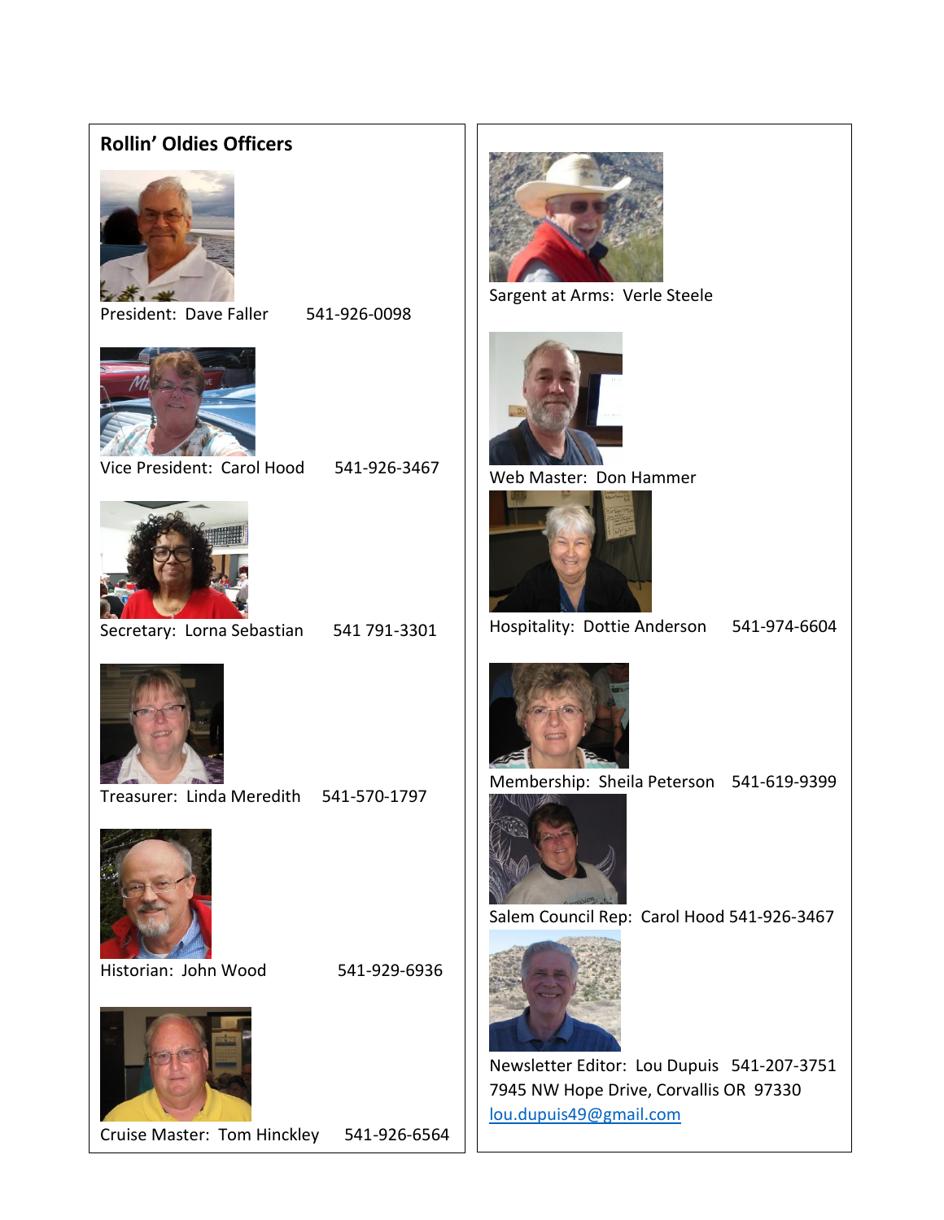## Rollin' Oldies Officers

President: Dave Faller 541-926-0098

Vice President: Carol Hood 541-926-3467

Secretary: Lorna Sebastian 541 791-3301

Treasurer: Linda Meredith 541-570-1797

Historian: John Wood 541-929-6936

Cruise Master: Tom Hinckley 541-926-6564

Sargent at Arms: Verle Steele

Web Master: Don Hammer

Hospitality: Dottie Anderson 541-974-6604

Membership: Sheila Peterson 541-619-9399

Salem Council Rep: Carol Hood 541-926-3467

Newsletter Editor: Lou Dupuis 541-207-3751
7945 NW Hope Drive, Corvallis OR 97330
lou.dupuis49@gmail.com